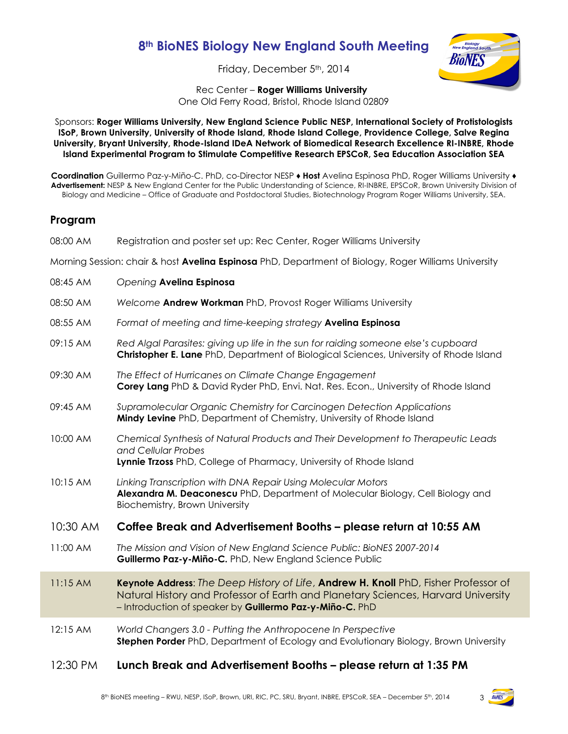# 8th BioNES Biology New England South Meeting

Friday, December 5th, 2014

Rec Center – **Roger Williams University**
One Old Ferry Road, Bristol, Rhode Island 02809

Sponsors: **Roger Williams University, New England Science Public NESP, International Society of Protistologists ISoP, Brown University, University of Rhode Island, Rhode Island College, Providence College, Salve Regina University, Bryant University, Rhode-Island IDeA Network of Biomedical Research Excellence RI-INBRE, Rhode Island Experimental Program to Stimulate Competitive Research EPSCoR, Sea Education Association SEA**

**Coordination** Guillermo Paz-y-Miño-C. PhD, co-Director NESP ♦ **Host** Avelina Espinosa PhD, Roger Williams University ♦ **Advertisement:** NESP & New England Center for the Public Understanding of Science, RI-INBRE, EPSCoR, Brown University Division of Biology and Medicine – Office of Graduate and Postdoctoral Studies, Biotechnology Program Roger Williams University, SEA.

## Program

08:00 AM Registration and poster set up: Rec Center, Roger Williams University

Morning Session: chair & host **Avelina Espinosa** PhD, Department of Biology, Roger Williams University

08:45 AM *Opening* **Avelina Espinosa**

08:50 AM *Welcome* **Andrew Workman** PhD, Provost Roger Williams University

08:55 AM *Format of meeting and time-keeping strategy* **Avelina Espinosa**

09:15 AM *Red Algal Parasites: giving up life in the sun for raiding someone else's cupboard*
**Christopher E. Lane** PhD, Department of Biological Sciences, University of Rhode Island

09:30 AM *The Effect of Hurricanes on Climate Change Engagement*
**Corey Lang** PhD & David Ryder PhD, Envi. Nat. Res. Econ., University of Rhode Island

09:45 AM *Supramolecular Organic Chemistry for Carcinogen Detection Applications*
**Mindy Levine** PhD, Department of Chemistry, University of Rhode Island

10:00 AM *Chemical Synthesis of Natural Products and Their Development to Therapeutic Leads and Cellular Probes*
**Lynnie Trzoss** PhD, College of Pharmacy, University of Rhode Island

10:15 AM *Linking Transcription with DNA Repair Using Molecular Motors*
**Alexandra M. Deaconescu** PhD, Department of Molecular Biology, Cell Biology and Biochemistry, Brown University

10:30 AM **Coffee Break and Advertisement Booths – please return at 10:55 AM**

11:00 AM *The Mission and Vision of New England Science Public: BioNES 2007-2014*
**Guillermo Paz-y-Miño-C.** PhD, New England Science Public

11:15 AM **Keynote Address**: *The Deep History of Life*, **Andrew H. Knoll** PhD, Fisher Professor of Natural History and Professor of Earth and Planetary Sciences, Harvard University – Introduction of speaker by **Guillermo Paz-y-Miño-C.** PhD

12:15 AM *World Changers 3.0 - Putting the Anthropocene In Perspective*
**Stephen Porder** PhD, Department of Ecology and Evolutionary Biology, Brown University

12:30 PM **Lunch Break and Advertisement Booths – please return at 1:35 PM**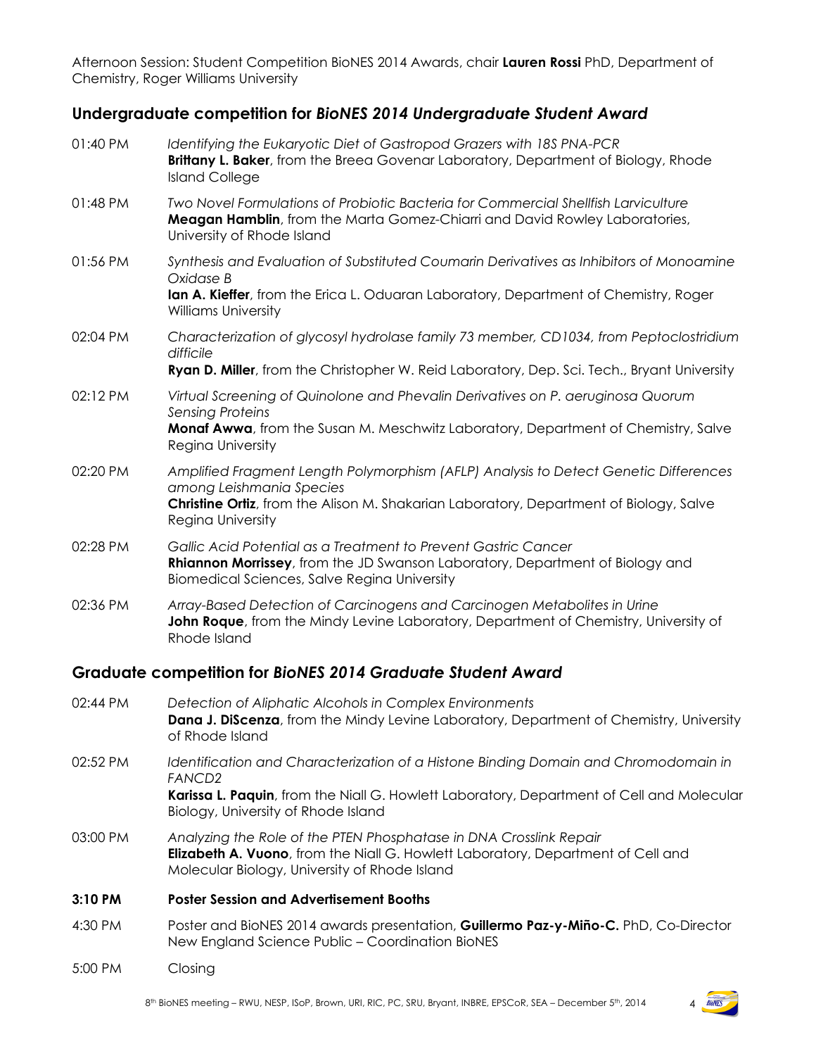Afternoon Session: Student Competition BioNES 2014 Awards, chair **Lauren Rossi** PhD, Department of Chemistry, Roger Williams University

## Undergraduate competition for *BioNES 2014 Undergraduate Student Award*

01:40 PM *Identifying the Eukaryotic Diet of Gastropod Grazers with 18S PNA-PCR*
**Brittany L. Baker**, from the Breea Govenar Laboratory, Department of Biology, Rhode Island College

01:48 PM *Two Novel Formulations of Probiotic Bacteria for Commercial Shellfish Larviculture*
**Meagan Hamblin**, from the Marta Gomez-Chiarri and David Rowley Laboratories, University of Rhode Island

01:56 PM *Synthesis and Evaluation of Substituted Coumarin Derivatives as Inhibitors of Monoamine Oxidase B*
**Ian A. Kieffer**, from the Erica L. Oduaran Laboratory, Department of Chemistry, Roger Williams University

02:04 PM *Characterization of glycosyl hydrolase family 73 member, CD1034, from Peptoclostridium difficile*
**Ryan D. Miller**, from the Christopher W. Reid Laboratory, Dep. Sci. Tech., Bryant University

02:12 PM *Virtual Screening of Quinolone and Phevalin Derivatives on P. aeruginosa Quorum Sensing Proteins*
**Monaf Awwa**, from the Susan M. Meschwitz Laboratory, Department of Chemistry, Salve Regina University

02:20 PM *Amplified Fragment Length Polymorphism (AFLP) Analysis to Detect Genetic Differences among Leishmania Species*
**Christine Ortiz**, from the Alison M. Shakarian Laboratory, Department of Biology, Salve Regina University

02:28 PM *Gallic Acid Potential as a Treatment to Prevent Gastric Cancer*
**Rhiannon Morrissey**, from the JD Swanson Laboratory, Department of Biology and Biomedical Sciences, Salve Regina University

02:36 PM *Array-Based Detection of Carcinogens and Carcinogen Metabolites in Urine*
**John Roque**, from the Mindy Levine Laboratory, Department of Chemistry, University of Rhode Island

## Graduate competition for *BioNES 2014 Graduate Student Award*

02:44 PM *Detection of Aliphatic Alcohols in Complex Environments*
**Dana J. DiScenza**, from the Mindy Levine Laboratory, Department of Chemistry, University of Rhode Island

02:52 PM *Identification and Characterization of a Histone Binding Domain and Chromodomain in FANCD2*
**Karissa L. Paquin**, from the Niall G. Howlett Laboratory, Department of Cell and Molecular Biology, University of Rhode Island

03:00 PM *Analyzing the Role of the PTEN Phosphatase in DNA Crosslink Repair*
**Elizabeth A. Vuono**, from the Niall G. Howlett Laboratory, Department of Cell and Molecular Biology, University of Rhode Island

**3:10 PM Poster Session and Advertisement Booths**

4:30 PM Poster and BioNES 2014 awards presentation, **Guillermo Paz-y-Miño-C.** PhD, Co-Director New England Science Public – Coordination BioNES

5:00 PM Closing